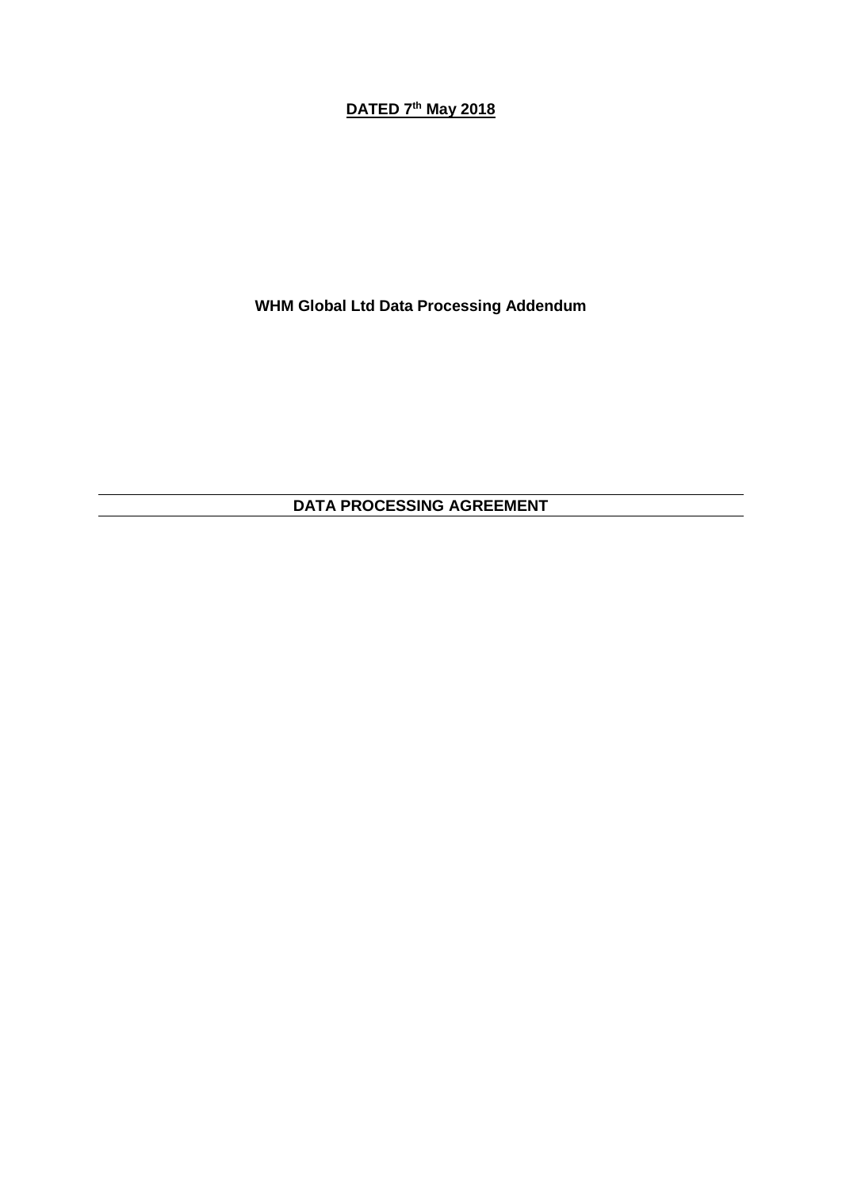**DATED 7th May 2018**

**WHM Global Ltd Data Processing Addendum**

# DATA PROCESSING AGREEMENT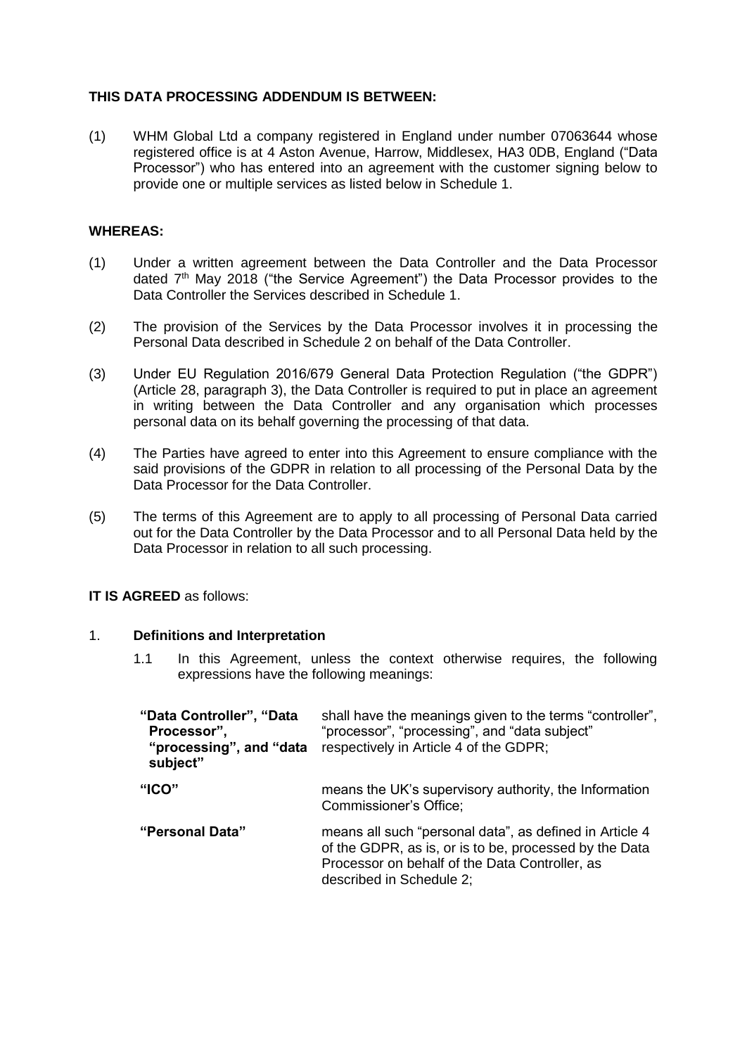**THIS DATA PROCESSING ADDENDUM IS BETWEEN:**

(1) WHM Global Ltd a company registered in England under number 07063644 whose registered office is at 4 Aston Avenue, Harrow, Middlesex, HA3 0DB, England ("Data Processor") who has entered into an agreement with the customer signing below to provide one or multiple services as listed below in Schedule 1.

**WHEREAS:**

(1) Under a written agreement between the Data Controller and the Data Processor dated 7th May 2018 ("the Service Agreement") the Data Processor provides to the Data Controller the Services described in Schedule 1.

(2) The provision of the Services by the Data Processor involves it in processing the Personal Data described in Schedule 2 on behalf of the Data Controller.

(3) Under EU Regulation 2016/679 General Data Protection Regulation ("the GDPR") (Article 28, paragraph 3), the Data Controller is required to put in place an agreement in writing between the Data Controller and any organisation which processes personal data on its behalf governing the processing of that data.

(4) The Parties have agreed to enter into this Agreement to ensure compliance with the said provisions of the GDPR in relation to all processing of the Personal Data by the Data Processor for the Data Controller.

(5) The terms of this Agreement are to apply to all processing of Personal Data carried out for the Data Controller by the Data Processor and to all Personal Data held by the Data Processor in relation to all such processing.

**IT IS AGREED** as follows:

1. **Definitions and Interpretation**

   1.1 In this Agreement, unless the context otherwise requires, the following expressions have the following meanings:

| | |
|---|---|
| **"Data Controller", "Data Processor", "processing", and "data subject"** | shall have the meanings given to the terms "controller", "processor", "processing", and "data subject" respectively in Article 4 of the GDPR; |
| **"ICO"** | means the UK's supervisory authority, the Information Commissioner's Office; |
| **"Personal Data"** | means all such "personal data", as defined in Article 4 of the GDPR, as is, or is to be, processed by the Data Processor on behalf of the Data Controller, as described in Schedule 2; |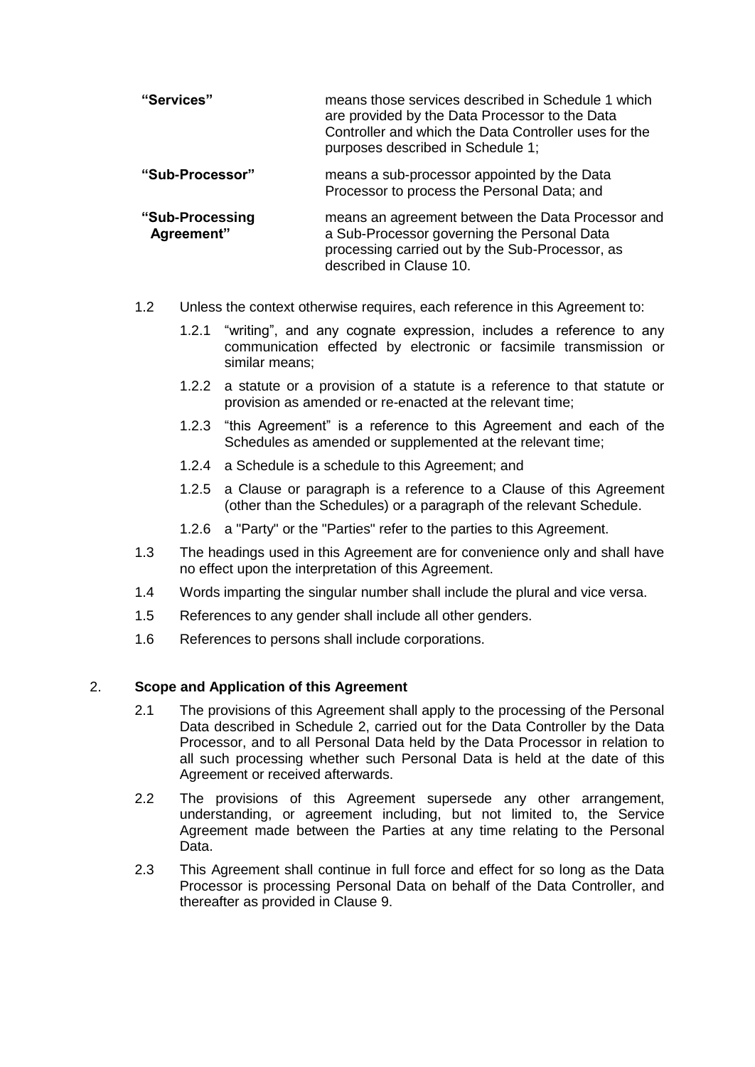| | |
|---|---|
| **"Services"** | means those services described in Schedule 1 which are provided by the Data Processor to the Data Controller and which the Data Controller uses for the purposes described in Schedule 1; |
| **"Sub-Processor"** | means a sub-processor appointed by the Data Processor to process the Personal Data; and |
| **"Sub-Processing Agreement"** | means an agreement between the Data Processor and a Sub-Processor governing the Personal Data processing carried out by the Sub-Processor, as described in Clause 10. |

1.2 Unless the context otherwise requires, each reference in this Agreement to:

1.2.1 "writing", and any cognate expression, includes a reference to any communication effected by electronic or facsimile transmission or similar means;

1.2.2 a statute or a provision of a statute is a reference to that statute or provision as amended or re-enacted at the relevant time;

1.2.3 "this Agreement" is a reference to this Agreement and each of the Schedules as amended or supplemented at the relevant time;

1.2.4 a Schedule is a schedule to this Agreement; and

1.2.5 a Clause or paragraph is a reference to a Clause of this Agreement (other than the Schedules) or a paragraph of the relevant Schedule.

1.2.6 a "Party" or the "Parties" refer to the parties to this Agreement.

1.3 The headings used in this Agreement are for convenience only and shall have no effect upon the interpretation of this Agreement.

1.4 Words imparting the singular number shall include the plural and vice versa.

1.5 References to any gender shall include all other genders.

1.6 References to persons shall include corporations.

## 2. Scope and Application of this Agreement

2.1 The provisions of this Agreement shall apply to the processing of the Personal Data described in Schedule 2, carried out for the Data Controller by the Data Processor, and to all Personal Data held by the Data Processor in relation to all such processing whether such Personal Data is held at the date of this Agreement or received afterwards.

2.2 The provisions of this Agreement supersede any other arrangement, understanding, or agreement including, but not limited to, the Service Agreement made between the Parties at any time relating to the Personal Data.

2.3 This Agreement shall continue in full force and effect for so long as the Data Processor is processing Personal Data on behalf of the Data Controller, and thereafter as provided in Clause 9.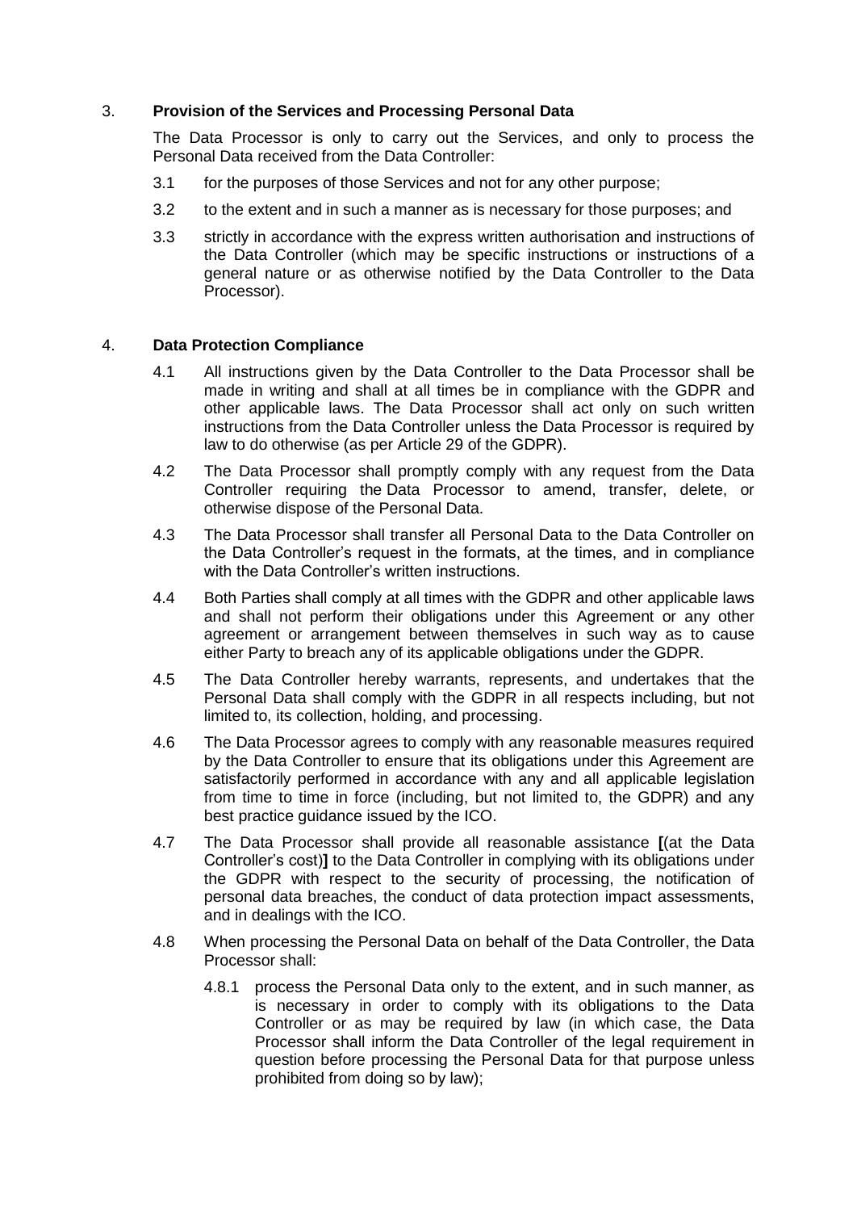## 3. **Provision of the Services and Processing Personal Data**

The Data Processor is only to carry out the Services, and only to process the Personal Data received from the Data Controller:

3.1 for the purposes of those Services and not for any other purpose;

3.2 to the extent and in such a manner as is necessary for those purposes; and

3.3 strictly in accordance with the express written authorisation and instructions of the Data Controller (which may be specific instructions or instructions of a general nature or as otherwise notified by the Data Controller to the Data Processor).

## 4. **Data Protection Compliance**

4.1 All instructions given by the Data Controller to the Data Processor shall be made in writing and shall at all times be in compliance with the GDPR and other applicable laws. The Data Processor shall act only on such written instructions from the Data Controller unless the Data Processor is required by law to do otherwise (as per Article 29 of the GDPR).

4.2 The Data Processor shall promptly comply with any request from the Data Controller requiring the Data Processor to amend, transfer, delete, or otherwise dispose of the Personal Data.

4.3 The Data Processor shall transfer all Personal Data to the Data Controller on the Data Controller's request in the formats, at the times, and in compliance with the Data Controller's written instructions.

4.4 Both Parties shall comply at all times with the GDPR and other applicable laws and shall not perform their obligations under this Agreement or any other agreement or arrangement between themselves in such way as to cause either Party to breach any of its applicable obligations under the GDPR.

4.5 The Data Controller hereby warrants, represents, and undertakes that the Personal Data shall comply with the GDPR in all respects including, but not limited to, its collection, holding, and processing.

4.6 The Data Processor agrees to comply with any reasonable measures required by the Data Controller to ensure that its obligations under this Agreement are satisfactorily performed in accordance with any and all applicable legislation from time to time in force (including, but not limited to, the GDPR) and any best practice guidance issued by the ICO.

4.7 The Data Processor shall provide all reasonable assistance **[**(at the Data Controller's cost)**]** to the Data Controller in complying with its obligations under the GDPR with respect to the security of processing, the notification of personal data breaches, the conduct of data protection impact assessments, and in dealings with the ICO.

4.8 When processing the Personal Data on behalf of the Data Controller, the Data Processor shall:

4.8.1 process the Personal Data only to the extent, and in such manner, as is necessary in order to comply with its obligations to the Data Controller or as may be required by law (in which case, the Data Processor shall inform the Data Controller of the legal requirement in question before processing the Personal Data for that purpose unless prohibited from doing so by law);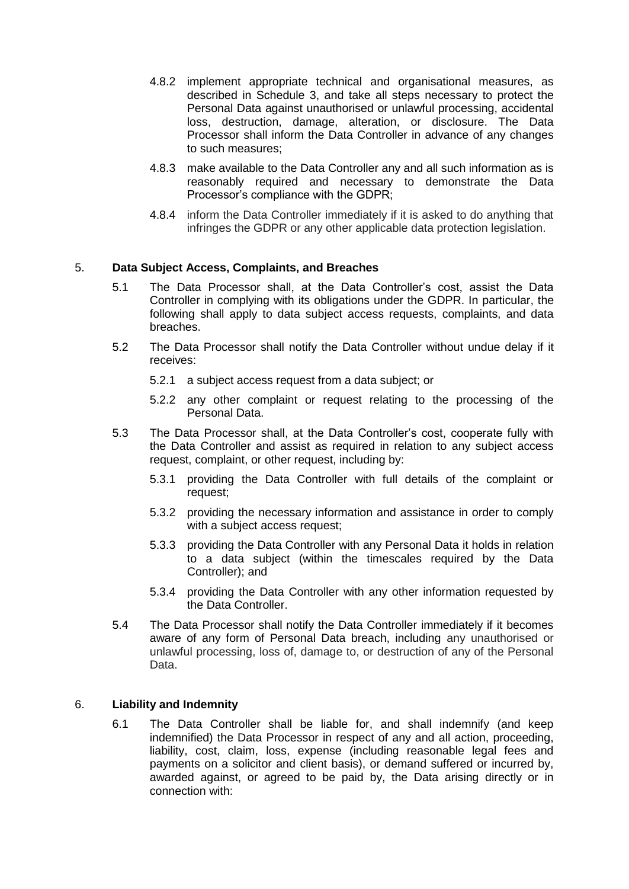4.8.2 implement appropriate technical and organisational measures, as described in Schedule 3, and take all steps necessary to protect the Personal Data against unauthorised or unlawful processing, accidental loss, destruction, damage, alteration, or disclosure. The Data Processor shall inform the Data Controller in advance of any changes to such measures;

4.8.3 make available to the Data Controller any and all such information as is reasonably required and necessary to demonstrate the Data Processor's compliance with the GDPR;

4.8.4 inform the Data Controller immediately if it is asked to do anything that infringes the GDPR or any other applicable data protection legislation.

5. **Data Subject Access, Complaints, and Breaches**

5.1 The Data Processor shall, at the Data Controller's cost, assist the Data Controller in complying with its obligations under the GDPR. In particular, the following shall apply to data subject access requests, complaints, and data breaches.

5.2 The Data Processor shall notify the Data Controller without undue delay if it receives:

5.2.1 a subject access request from a data subject; or

5.2.2 any other complaint or request relating to the processing of the Personal Data.

5.3 The Data Processor shall, at the Data Controller's cost, cooperate fully with the Data Controller and assist as required in relation to any subject access request, complaint, or other request, including by:

5.3.1 providing the Data Controller with full details of the complaint or request;

5.3.2 providing the necessary information and assistance in order to comply with a subject access request;

5.3.3 providing the Data Controller with any Personal Data it holds in relation to a data subject (within the timescales required by the Data Controller); and

5.3.4 providing the Data Controller with any other information requested by the Data Controller.

5.4 The Data Processor shall notify the Data Controller immediately if it becomes aware of any form of Personal Data breach, including any unauthorised or unlawful processing, loss of, damage to, or destruction of any of the Personal Data.

6. **Liability and Indemnity**

6.1 The Data Controller shall be liable for, and shall indemnify (and keep indemnified) the Data Processor in respect of any and all action, proceeding, liability, cost, claim, loss, expense (including reasonable legal fees and payments on a solicitor and client basis), or demand suffered or incurred by, awarded against, or agreed to be paid by, the Data arising directly or in connection with: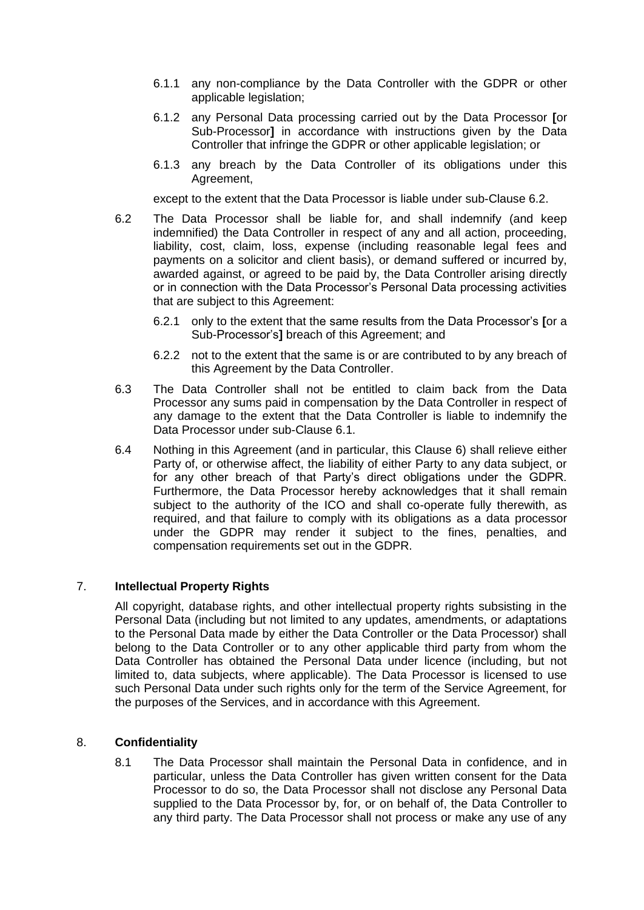6.1.1 any non-compliance by the Data Controller with the GDPR or other applicable legislation;

6.1.2 any Personal Data processing carried out by the Data Processor **[**or Sub-Processor**]** in accordance with instructions given by the Data Controller that infringe the GDPR or other applicable legislation; or

6.1.3 any breach by the Data Controller of its obligations under this Agreement,

except to the extent that the Data Processor is liable under sub-Clause 6.2.

6.2 The Data Processor shall be liable for, and shall indemnify (and keep indemnified) the Data Controller in respect of any and all action, proceeding, liability, cost, claim, loss, expense (including reasonable legal fees and payments on a solicitor and client basis), or demand suffered or incurred by, awarded against, or agreed to be paid by, the Data Controller arising directly or in connection with the Data Processor's Personal Data processing activities that are subject to this Agreement:

6.2.1 only to the extent that the same results from the Data Processor's **[**or a Sub-Processor's**]** breach of this Agreement; and

6.2.2 not to the extent that the same is or are contributed to by any breach of this Agreement by the Data Controller.

6.3 The Data Controller shall not be entitled to claim back from the Data Processor any sums paid in compensation by the Data Controller in respect of any damage to the extent that the Data Controller is liable to indemnify the Data Processor under sub-Clause 6.1.

6.4 Nothing in this Agreement (and in particular, this Clause 6) shall relieve either Party of, or otherwise affect, the liability of either Party to any data subject, or for any other breach of that Party's direct obligations under the GDPR. Furthermore, the Data Processor hereby acknowledges that it shall remain subject to the authority of the ICO and shall co-operate fully therewith, as required, and that failure to comply with its obligations as a data processor under the GDPR may render it subject to the fines, penalties, and compensation requirements set out in the GDPR.

## 7. **Intellectual Property Rights**

All copyright, database rights, and other intellectual property rights subsisting in the Personal Data (including but not limited to any updates, amendments, or adaptations to the Personal Data made by either the Data Controller or the Data Processor) shall belong to the Data Controller or to any other applicable third party from whom the Data Controller has obtained the Personal Data under licence (including, but not limited to, data subjects, where applicable). The Data Processor is licensed to use such Personal Data under such rights only for the term of the Service Agreement, for the purposes of the Services, and in accordance with this Agreement.

## 8. **Confidentiality**

8.1 The Data Processor shall maintain the Personal Data in confidence, and in particular, unless the Data Controller has given written consent for the Data Processor to do so, the Data Processor shall not disclose any Personal Data supplied to the Data Processor by, for, or on behalf of, the Data Controller to any third party. The Data Processor shall not process or make any use of any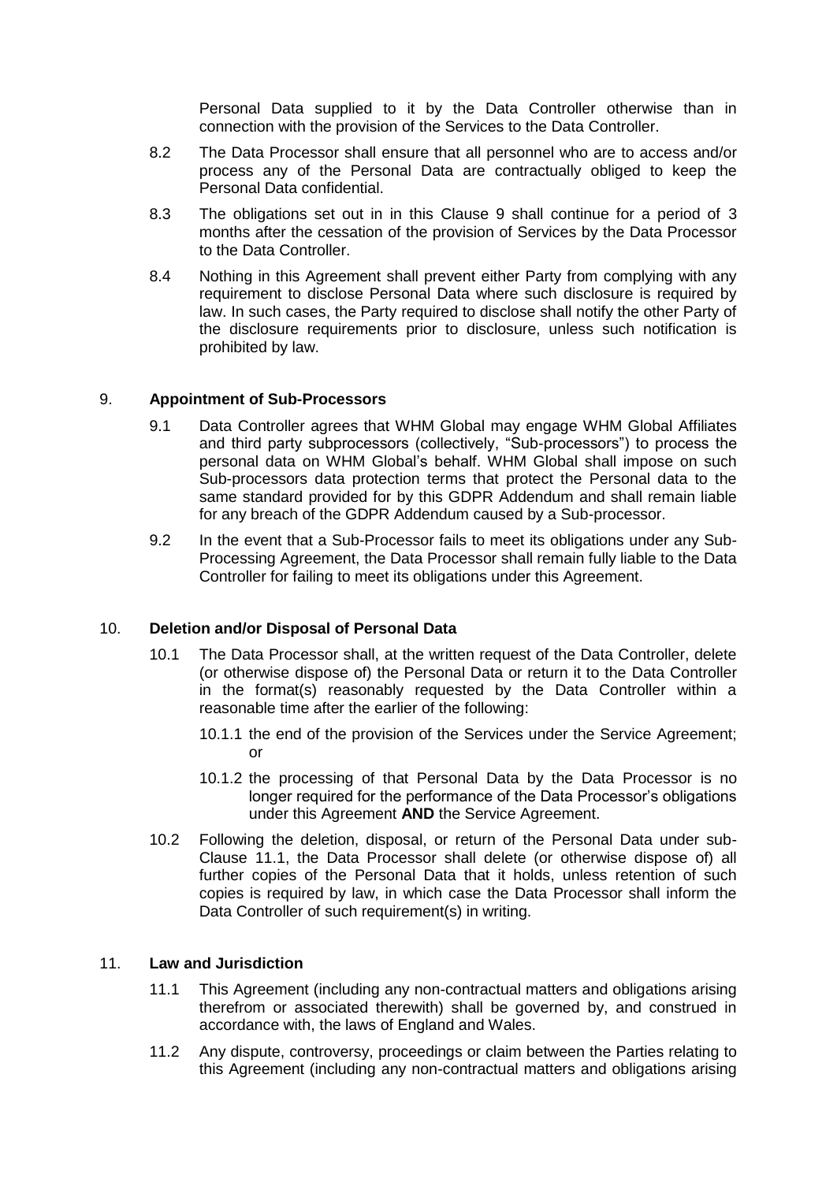Personal Data supplied to it by the Data Controller otherwise than in connection with the provision of the Services to the Data Controller.

8.2 The Data Processor shall ensure that all personnel who are to access and/or process any of the Personal Data are contractually obliged to keep the Personal Data confidential.

8.3 The obligations set out in in this Clause 9 shall continue for a period of 3 months after the cessation of the provision of Services by the Data Processor to the Data Controller.

8.4 Nothing in this Agreement shall prevent either Party from complying with any requirement to disclose Personal Data where such disclosure is required by law. In such cases, the Party required to disclose shall notify the other Party of the disclosure requirements prior to disclosure, unless such notification is prohibited by law.

## 9. **Appointment of Sub-Processors**

9.1 Data Controller agrees that WHM Global may engage WHM Global Affiliates and third party subprocessors (collectively, "Sub-processors") to process the personal data on WHM Global's behalf. WHM Global shall impose on such Sub-processors data protection terms that protect the Personal data to the same standard provided for by this GDPR Addendum and shall remain liable for any breach of the GDPR Addendum caused by a Sub-processor.

9.2 In the event that a Sub-Processor fails to meet its obligations under any Sub-Processing Agreement, the Data Processor shall remain fully liable to the Data Controller for failing to meet its obligations under this Agreement.

## 10. **Deletion and/or Disposal of Personal Data**

10.1 The Data Processor shall, at the written request of the Data Controller, delete (or otherwise dispose of) the Personal Data or return it to the Data Controller in the format(s) reasonably requested by the Data Controller within a reasonable time after the earlier of the following:

10.1.1 the end of the provision of the Services under the Service Agreement; or

10.1.2 the processing of that Personal Data by the Data Processor is no longer required for the performance of the Data Processor's obligations under this Agreement **AND** the Service Agreement.

10.2 Following the deletion, disposal, or return of the Personal Data under sub-Clause 11.1, the Data Processor shall delete (or otherwise dispose of) all further copies of the Personal Data that it holds, unless retention of such copies is required by law, in which case the Data Processor shall inform the Data Controller of such requirement(s) in writing.

## 11. **Law and Jurisdiction**

11.1 This Agreement (including any non-contractual matters and obligations arising therefrom or associated therewith) shall be governed by, and construed in accordance with, the laws of England and Wales.

11.2 Any dispute, controversy, proceedings or claim between the Parties relating to this Agreement (including any non-contractual matters and obligations arising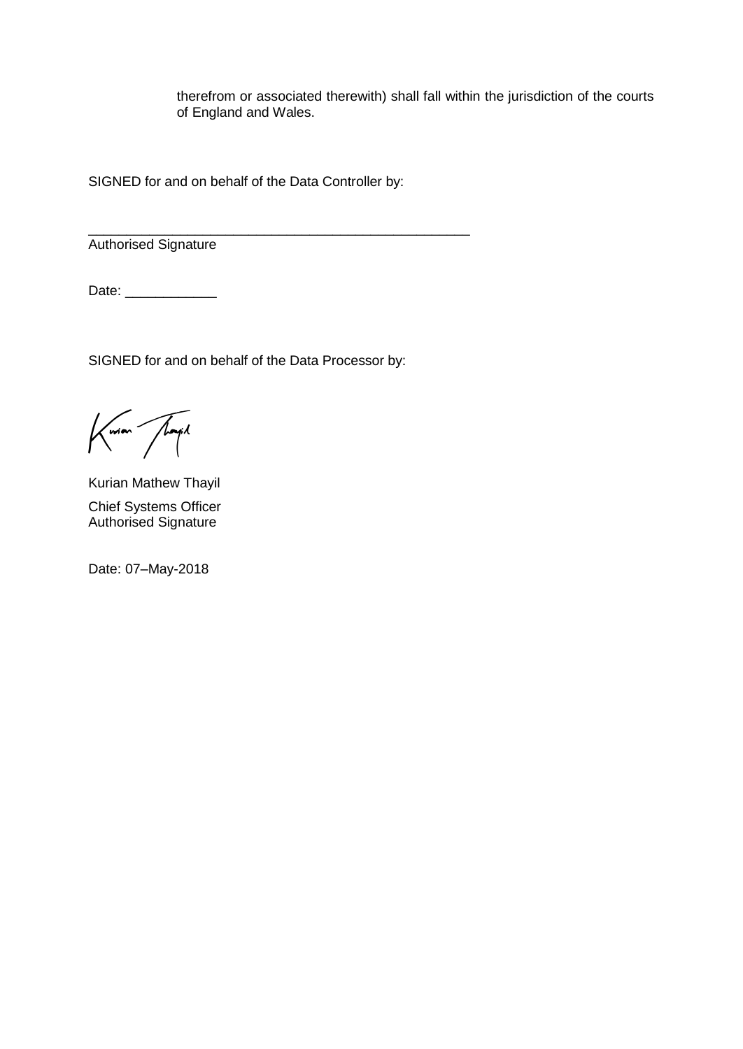therefrom or associated therewith) shall fall within the jurisdiction of the courts of England and Wales.

SIGNED for and on behalf of the Data Controller by:

\_\_\_\_\_\_\_\_\_\_\_\_\_\_\_\_\_\_\_\_\_\_\_\_\_\_\_\_\_\_\_\_\_\_\_\_\_\_\_\_\_\_\_\_\_\_\_\_\_\_
Authorised Signature

Date: \_\_\_\_\_\_\_\_\_\_\_\_

SIGNED for and on behalf of the Data Processor by:

Kurian Mathew Thayil

Chief Systems Officer
Authorised Signature

Date: 07–May-2018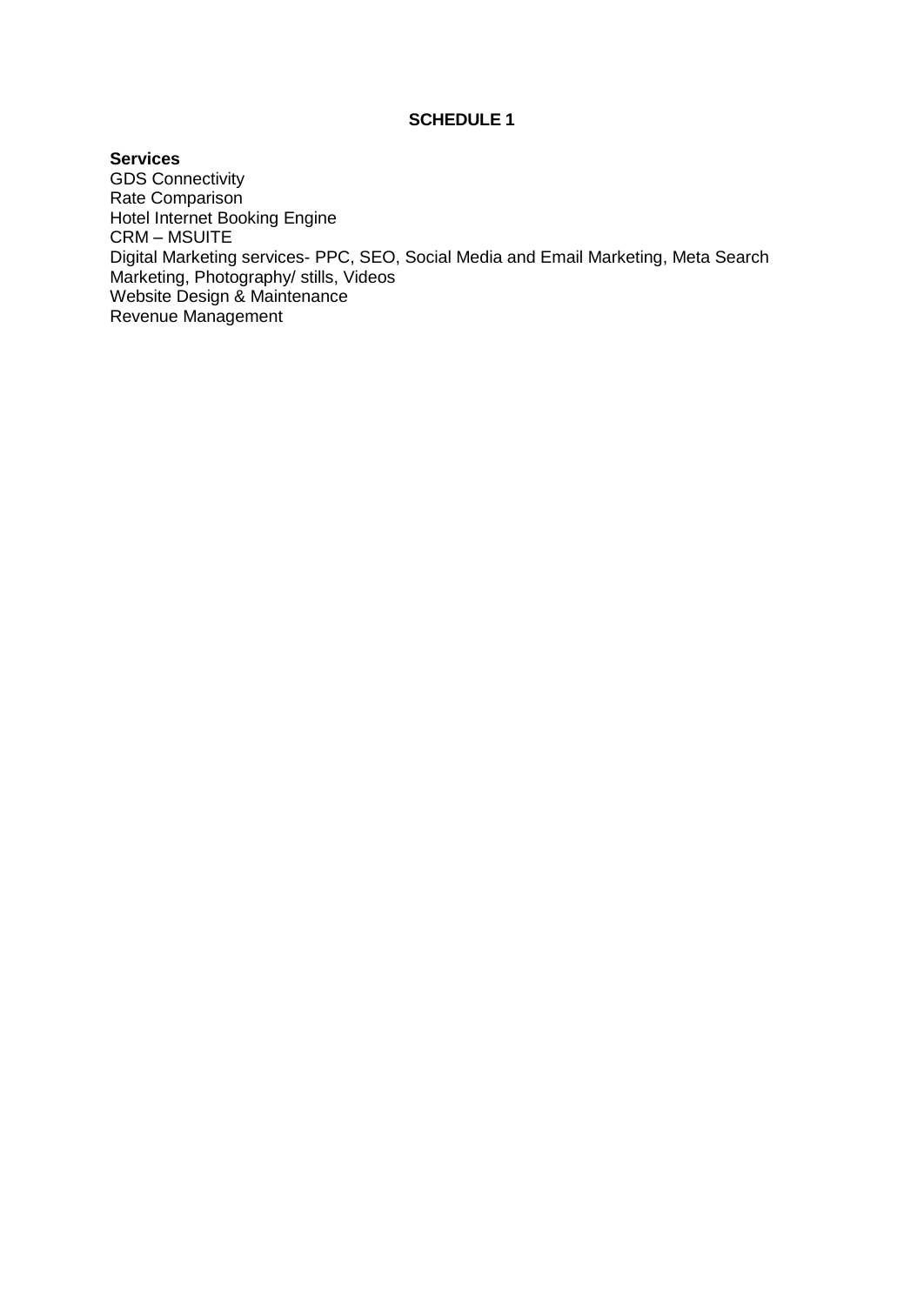# SCHEDULE 1

**Services**

GDS Connectivity
Rate Comparison
Hotel Internet Booking Engine
CRM – MSUITE
Digital Marketing services- PPC, SEO, Social Media and Email Marketing, Meta Search Marketing, Photography/ stills, Videos
Website Design & Maintenance
Revenue Management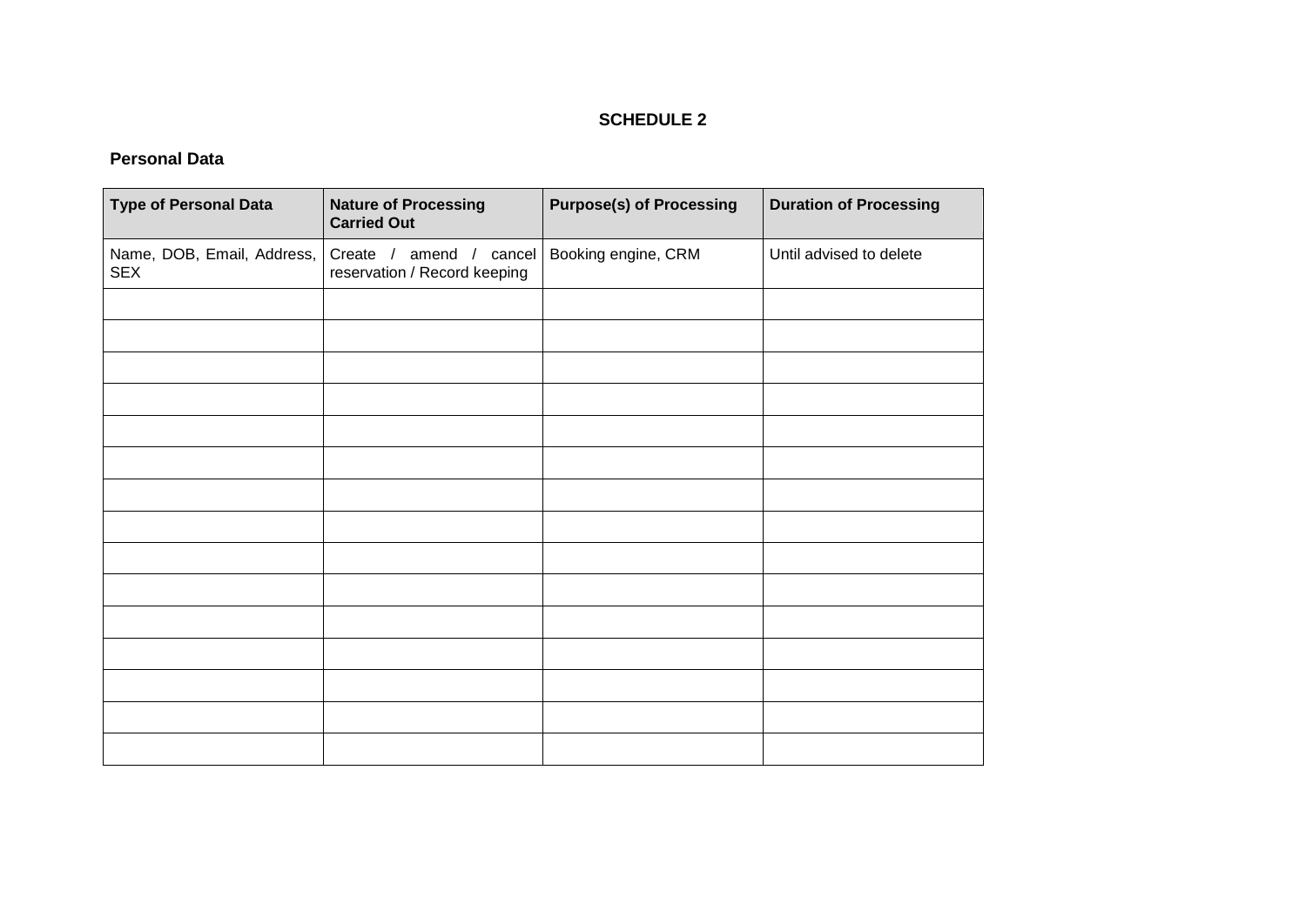## SCHEDULE 2

**Personal Data**

| Type of Personal Data | Nature of Processing Carried Out | Purpose(s) of Processing | Duration of Processing |
|---|---|---|---|
| Name, DOB, Email, Address, SEX | Create / amend / cancel reservation / Record keeping | Booking engine, CRM | Until advised to delete |
| | | | |
| | | | |
| | | | |
| | | | |
| | | | |
| | | | |
| | | | |
| | | | |
| | | | |
| | | | |
| | | | |
| | | | |
| | | | |
| | | | |
| | | | |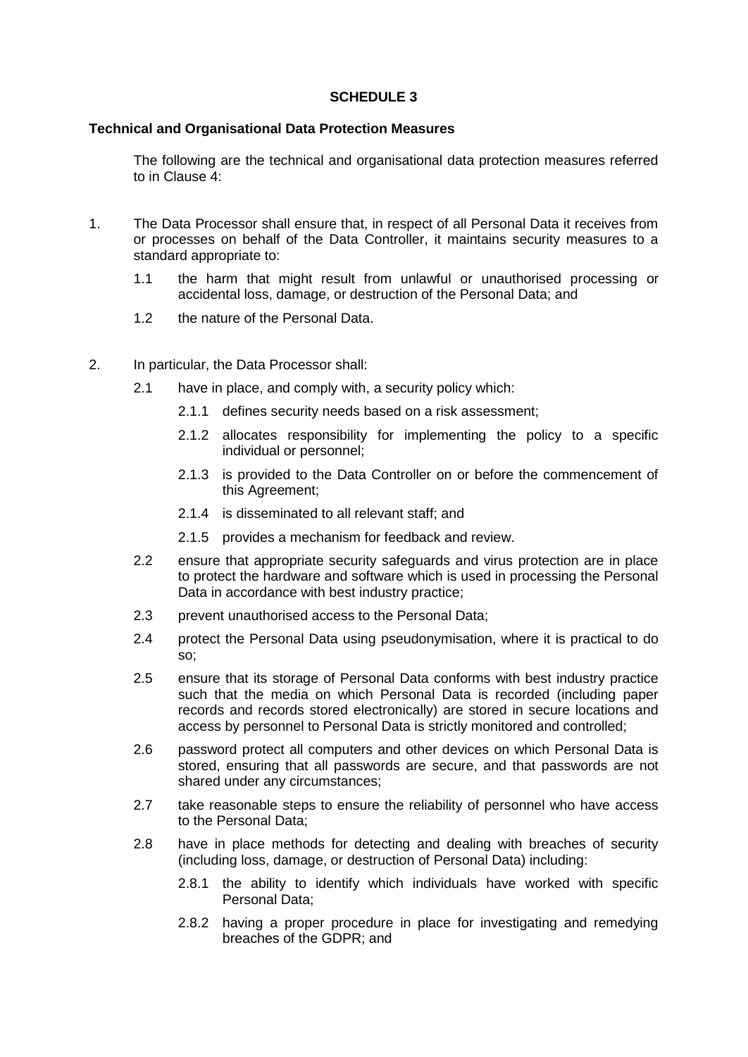# SCHEDULE 3

**Technical and Organisational Data Protection Measures**

The following are the technical and organisational data protection measures referred to in Clause 4:

1. The Data Processor shall ensure that, in respect of all Personal Data it receives from or processes on behalf of the Data Controller, it maintains security measures to a standard appropriate to:

   1.1 the harm that might result from unlawful or unauthorised processing or accidental loss, damage, or destruction of the Personal Data; and

   1.2 the nature of the Personal Data.

2. In particular, the Data Processor shall:

   2.1 have in place, and comply with, a security policy which:

      2.1.1 defines security needs based on a risk assessment;

      2.1.2 allocates responsibility for implementing the policy to a specific individual or personnel;

      2.1.3 is provided to the Data Controller on or before the commencement of this Agreement;

      2.1.4 is disseminated to all relevant staff; and

      2.1.5 provides a mechanism for feedback and review.

   2.2 ensure that appropriate security safeguards and virus protection are in place to protect the hardware and software which is used in processing the Personal Data in accordance with best industry practice;

   2.3 prevent unauthorised access to the Personal Data;

   2.4 protect the Personal Data using pseudonymisation, where it is practical to do so;

   2.5 ensure that its storage of Personal Data conforms with best industry practice such that the media on which Personal Data is recorded (including paper records and records stored electronically) are stored in secure locations and access by personnel to Personal Data is strictly monitored and controlled;

   2.6 password protect all computers and other devices on which Personal Data is stored, ensuring that all passwords are secure, and that passwords are not shared under any circumstances;

   2.7 take reasonable steps to ensure the reliability of personnel who have access to the Personal Data;

   2.8 have in place methods for detecting and dealing with breaches of security (including loss, damage, or destruction of Personal Data) including:

      2.8.1 the ability to identify which individuals have worked with specific Personal Data;

      2.8.2 having a proper procedure in place for investigating and remedying breaches of the GDPR; and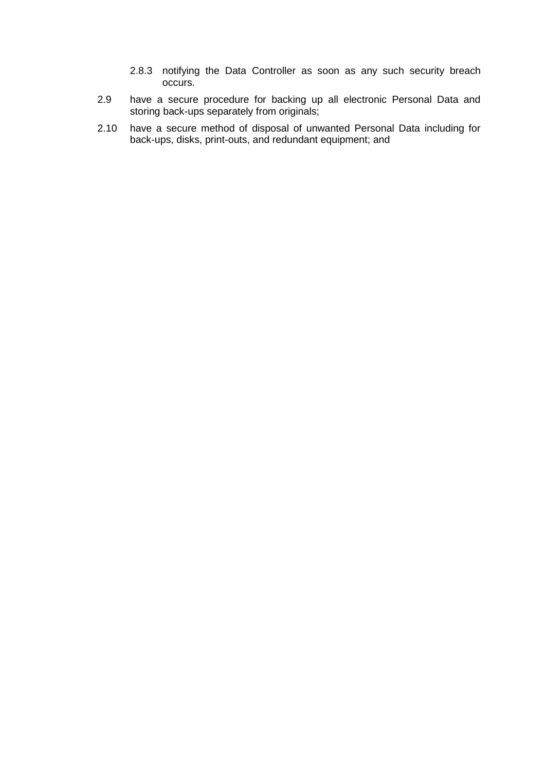2.8.3 notifying the Data Controller as soon as any such security breach occurs.

2.9 have a secure procedure for backing up all electronic Personal Data and storing back-ups separately from originals;

2.10 have a secure method of disposal of unwanted Personal Data including for back-ups, disks, print-outs, and redundant equipment; and